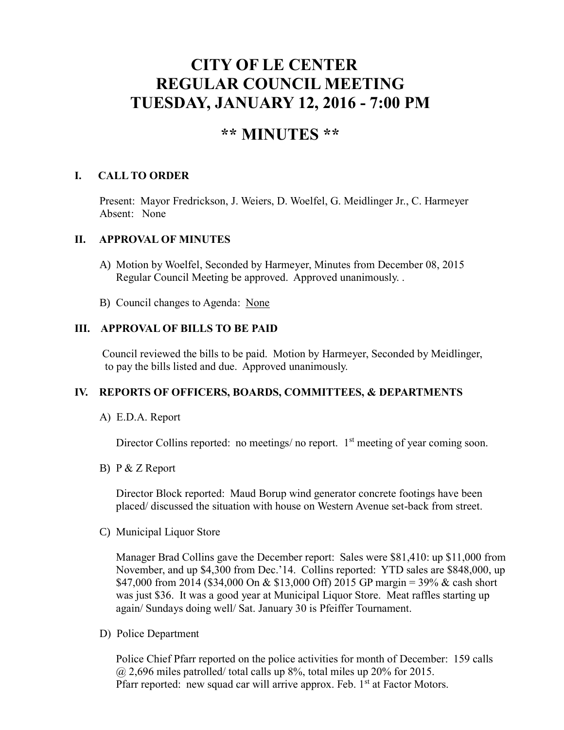# CITY OF LE CENTER
# REGULAR COUNCIL MEETING
# TUESDAY, JANUARY 12, 2016 - 7:00 PM

## ** MINUTES **

### I. CALL TO ORDER

Present: Mayor Fredrickson, J. Weiers, D. Woelfel, G. Meidlinger Jr., C. Harmeyer
Absent: None

### II. APPROVAL OF MINUTES

A) Motion by Woelfel, Seconded by Harmeyer, Minutes from December 08, 2015 Regular Council Meeting be approved. Approved unanimously. .

B) Council changes to Agenda: None

### III. APPROVAL OF BILLS TO BE PAID

Council reviewed the bills to be paid. Motion by Harmeyer, Seconded by Meidlinger, to pay the bills listed and due. Approved unanimously.

### IV. REPORTS OF OFFICERS, BOARDS, COMMITTEES, & DEPARTMENTS

A) E.D.A. Report

Director Collins reported: no meetings/ no report. 1st meeting of year coming soon.

B) P & Z Report

Director Block reported: Maud Borup wind generator concrete footings have been placed/ discussed the situation with house on Western Avenue set-back from street.

C) Municipal Liquor Store

Manager Brad Collins gave the December report: Sales were $81,410: up $11,000 from November, and up $4,300 from Dec.'14. Collins reported: YTD sales are $848,000, up $47,000 from 2014 ($34,000 On & $13,000 Off) 2015 GP margin = 39% & cash short was just $36. It was a good year at Municipal Liquor Store. Meat raffles starting up again/ Sundays doing well/ Sat. January 30 is Pfeiffer Tournament.

D) Police Department

Police Chief Pfarr reported on the police activities for month of December: 159 calls @ 2,696 miles patrolled/ total calls up 8%, total miles up 20% for 2015.
Pfarr reported: new squad car will arrive approx. Feb. 1st at Factor Motors.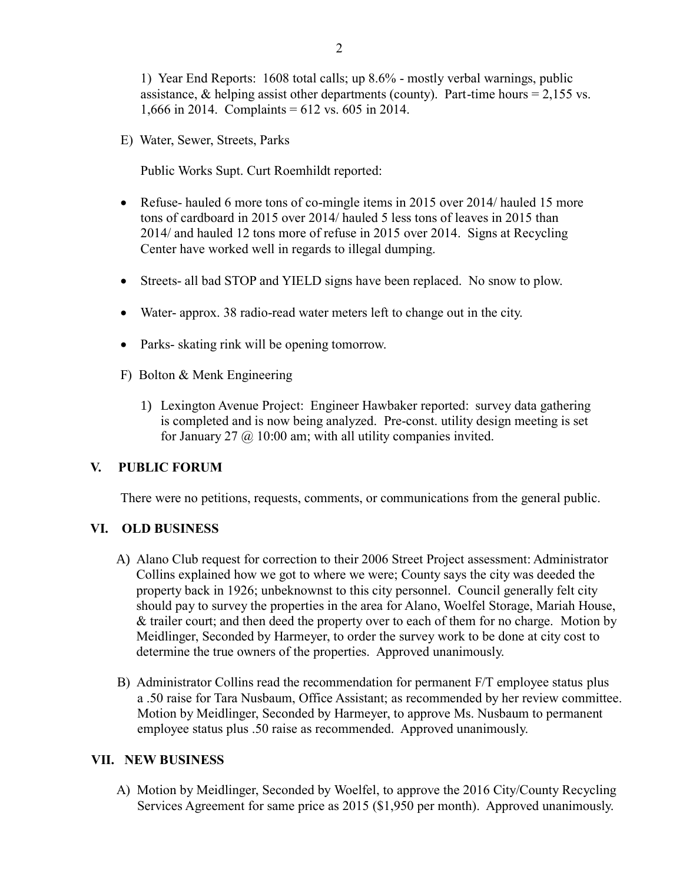1) Year End Reports: 1608 total calls; up 8.6% - mostly verbal warnings, public assistance, & helping assist other departments (county). Part-time hours = 2,155 vs. 1,666 in 2014. Complaints = 612 vs. 605 in 2014.

E) Water, Sewer, Streets, Parks

Public Works Supt. Curt Roemhildt reported:

- Refuse- hauled 6 more tons of co-mingle items in 2015 over 2014/ hauled 15 more tons of cardboard in 2015 over 2014/ hauled 5 less tons of leaves in 2015 than 2014/ and hauled 12 tons more of refuse in 2015 over 2014. Signs at Recycling Center have worked well in regards to illegal dumping.
- Streets- all bad STOP and YIELD signs have been replaced. No snow to plow.
- Water- approx. 38 radio-read water meters left to change out in the city.
- Parks- skating rink will be opening tomorrow.

F) Bolton & Menk Engineering

1) Lexington Avenue Project: Engineer Hawbaker reported: survey data gathering is completed and is now being analyzed. Pre-const. utility design meeting is set for January 27 @ 10:00 am; with all utility companies invited.

## V. PUBLIC FORUM

There were no petitions, requests, comments, or communications from the general public.

## VI. OLD BUSINESS

A) Alano Club request for correction to their 2006 Street Project assessment: Administrator Collins explained how we got to where we were; County says the city was deeded the property back in 1926; unbeknownst to this city personnel. Council generally felt city should pay to survey the properties in the area for Alano, Woelfel Storage, Mariah House, & trailer court; and then deed the property over to each of them for no charge. Motion by Meidlinger, Seconded by Harmeyer, to order the survey work to be done at city cost to determine the true owners of the properties. Approved unanimously.

B) Administrator Collins read the recommendation for permanent F/T employee status plus a .50 raise for Tara Nusbaum, Office Assistant; as recommended by her review committee. Motion by Meidlinger, Seconded by Harmeyer, to approve Ms. Nusbaum to permanent employee status plus .50 raise as recommended. Approved unanimously.

## VII. NEW BUSINESS

A) Motion by Meidlinger, Seconded by Woelfel, to approve the 2016 City/County Recycling Services Agreement for same price as 2015 ($1,950 per month). Approved unanimously.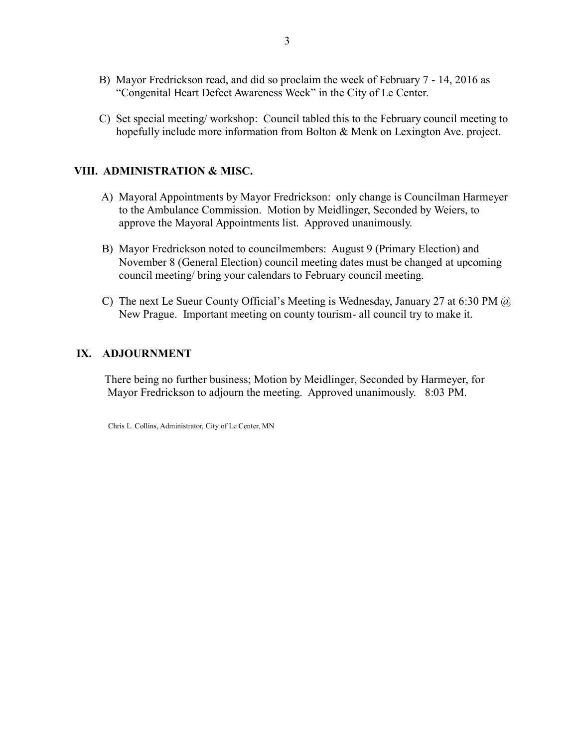B) Mayor Fredrickson read, and did so proclaim the week of February 7 - 14, 2016 as "Congenital Heart Defect Awareness Week" in the City of Le Center.

C) Set special meeting/ workshop: Council tabled this to the February council meeting to hopefully include more information from Bolton & Menk on Lexington Ave. project.

## VIII. ADMINISTRATION & MISC.

A) Mayoral Appointments by Mayor Fredrickson: only change is Councilman Harmeyer to the Ambulance Commission. Motion by Meidlinger, Seconded by Weiers, to approve the Mayoral Appointments list. Approved unanimously.

B) Mayor Fredrickson noted to councilmembers: August 9 (Primary Election) and November 8 (General Election) council meeting dates must be changed at upcoming council meeting/ bring your calendars to February council meeting.

C) The next Le Sueur County Official's Meeting is Wednesday, January 27 at 6:30 PM @ New Prague. Important meeting on county tourism- all council try to make it.

## IX. ADJOURNMENT

There being no further business; Motion by Meidlinger, Seconded by Harmeyer, for Mayor Fredrickson to adjourn the meeting. Approved unanimously. 8:03 PM.

Chris L. Collins, Administrator, City of Le Center, MN